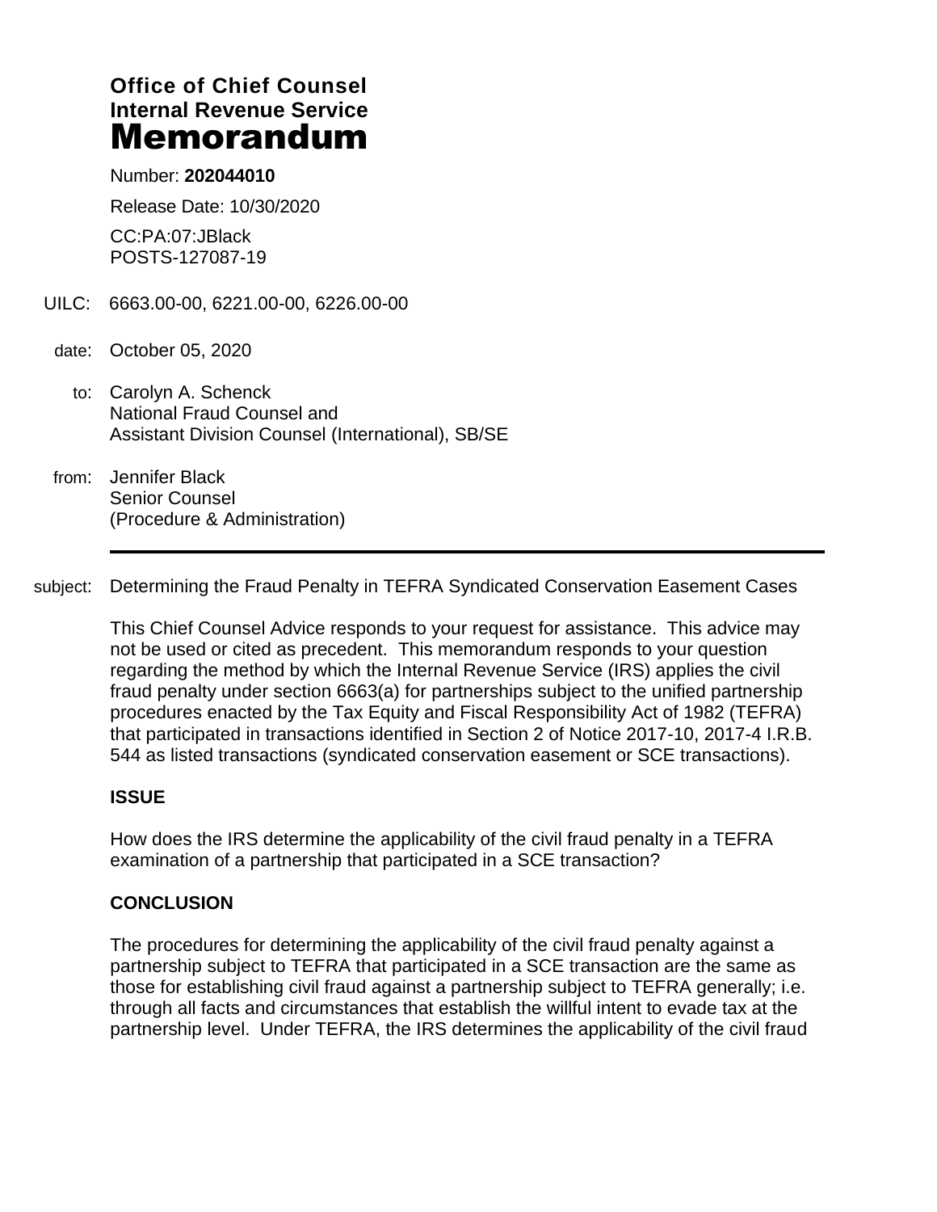**Office of Chief Counsel**
**Internal Revenue Service**
# Memorandum

Number: **202044010**

Release Date: 10/30/2020

CC:PA:07:JBlack
POSTS-127087-19

UILC: 6663.00-00, 6221.00-00, 6226.00-00

date: October 05, 2020

to: Carolyn A. Schenck
National Fraud Counsel and
Assistant Division Counsel (International), SB/SE

from: Jennifer Black
Senior Counsel
(Procedure & Administration)

---

subject: Determining the Fraud Penalty in TEFRA Syndicated Conservation Easement Cases

This Chief Counsel Advice responds to your request for assistance. This advice may not be used or cited as precedent. This memorandum responds to your question regarding the method by which the Internal Revenue Service (IRS) applies the civil fraud penalty under section 6663(a) for partnerships subject to the unified partnership procedures enacted by the Tax Equity and Fiscal Responsibility Act of 1982 (TEFRA) that participated in transactions identified in Section 2 of Notice 2017-10, 2017-4 I.R.B. 544 as listed transactions (syndicated conservation easement or SCE transactions).

**ISSUE**

How does the IRS determine the applicability of the civil fraud penalty in a TEFRA examination of a partnership that participated in a SCE transaction?

**CONCLUSION**

The procedures for determining the applicability of the civil fraud penalty against a partnership subject to TEFRA that participated in a SCE transaction are the same as those for establishing civil fraud against a partnership subject to TEFRA generally; i.e. through all facts and circumstances that establish the willful intent to evade tax at the partnership level. Under TEFRA, the IRS determines the applicability of the civil fraud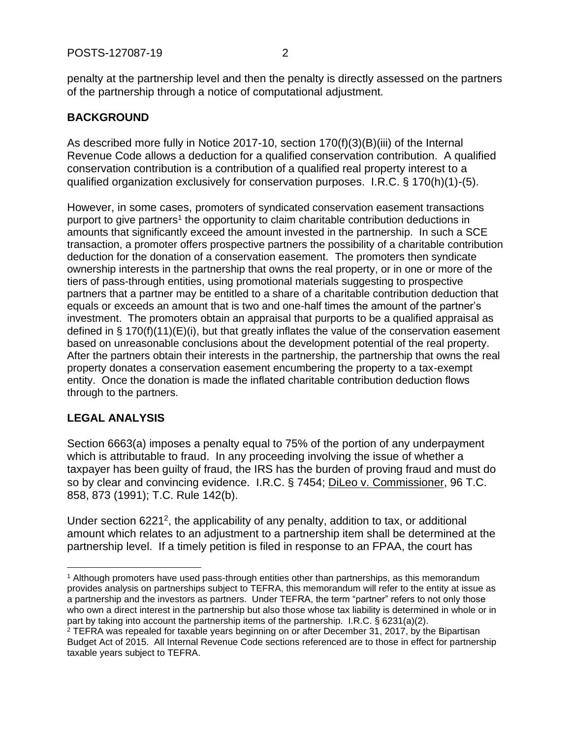penalty at the partnership level and then the penalty is directly assessed on the partners of the partnership through a notice of computational adjustment.

## BACKGROUND

As described more fully in Notice 2017-10, section 170(f)(3)(B)(iii) of the Internal Revenue Code allows a deduction for a qualified conservation contribution. A qualified conservation contribution is a contribution of a qualified real property interest to a qualified organization exclusively for conservation purposes. I.R.C. § 170(h)(1)-(5).

However, in some cases, promoters of syndicated conservation easement transactions purport to give partners[1] the opportunity to claim charitable contribution deductions in amounts that significantly exceed the amount invested in the partnership. In such a SCE transaction, a promoter offers prospective partners the possibility of a charitable contribution deduction for the donation of a conservation easement. The promoters then syndicate ownership interests in the partnership that owns the real property, or in one or more of the tiers of pass-through entities, using promotional materials suggesting to prospective partners that a partner may be entitled to a share of a charitable contribution deduction that equals or exceeds an amount that is two and one-half times the amount of the partner's investment. The promoters obtain an appraisal that purports to be a qualified appraisal as defined in § 170(f)(11)(E)(i), but that greatly inflates the value of the conservation easement based on unreasonable conclusions about the development potential of the real property. After the partners obtain their interests in the partnership, the partnership that owns the real property donates a conservation easement encumbering the property to a tax-exempt entity. Once the donation is made the inflated charitable contribution deduction flows through to the partners.

## LEGAL ANALYSIS

Section 6663(a) imposes a penalty equal to 75% of the portion of any underpayment which is attributable to fraud. In any proceeding involving the issue of whether a taxpayer has been guilty of fraud, the IRS has the burden of proving fraud and must do so by clear and convincing evidence. I.R.C. § 7454; DiLeo v. Commissioner, 96 T.C. 858, 873 (1991); T.C. Rule 142(b).

Under section 6221[2], the applicability of any penalty, addition to tax, or additional amount which relates to an adjustment to a partnership item shall be determined at the partnership level. If a timely petition is filed in response to an FPAA, the court has

---

[1] Although promoters have used pass-through entities other than partnerships, as this memorandum provides analysis on partnerships subject to TEFRA, this memorandum will refer to the entity at issue as a partnership and the investors as partners. Under TEFRA, the term "partner" refers to not only those who own a direct interest in the partnership but also those whose tax liability is determined in whole or in part by taking into account the partnership items of the partnership. I.R.C. § 6231(a)(2).

[2] TEFRA was repealed for taxable years beginning on or after December 31, 2017, by the Bipartisan Budget Act of 2015. All Internal Revenue Code sections referenced are to those in effect for partnership taxable years subject to TEFRA.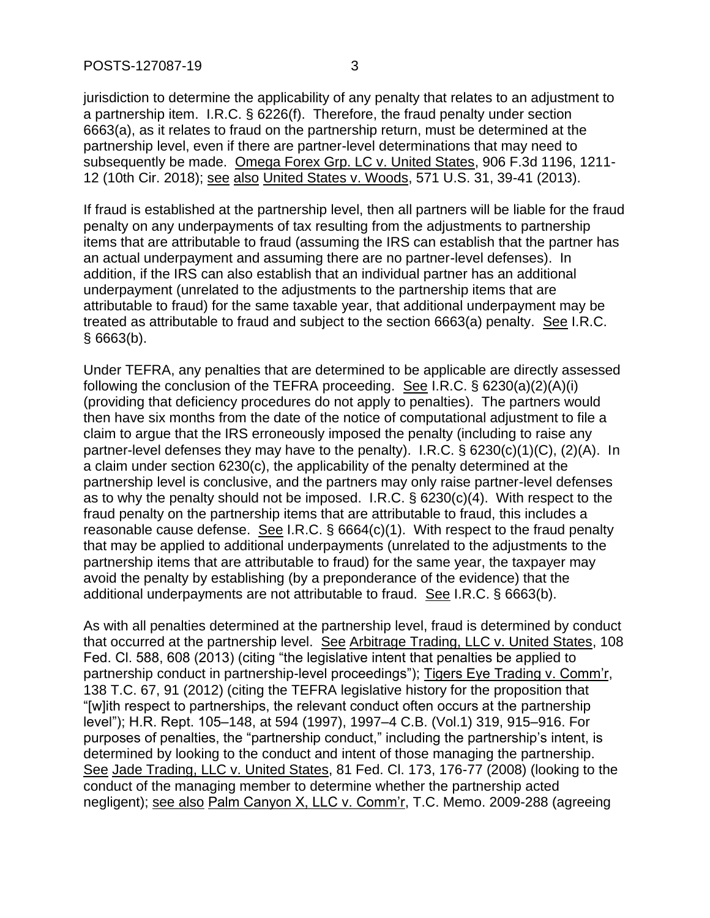jurisdiction to determine the applicability of any penalty that relates to an adjustment to a partnership item. I.R.C. § 6226(f). Therefore, the fraud penalty under section 6663(a), as it relates to fraud on the partnership return, must be determined at the partnership level, even if there are partner-level determinations that may need to subsequently be made. Omega Forex Grp. LC v. United States, 906 F.3d 1196, 1211-12 (10th Cir. 2018); see also United States v. Woods, 571 U.S. 31, 39-41 (2013).

If fraud is established at the partnership level, then all partners will be liable for the fraud penalty on any underpayments of tax resulting from the adjustments to partnership items that are attributable to fraud (assuming the IRS can establish that the partner has an actual underpayment and assuming there are no partner-level defenses). In addition, if the IRS can also establish that an individual partner has an additional underpayment (unrelated to the adjustments to the partnership items that are attributable to fraud) for the same taxable year, that additional underpayment may be treated as attributable to fraud and subject to the section 6663(a) penalty. See I.R.C. § 6663(b).

Under TEFRA, any penalties that are determined to be applicable are directly assessed following the conclusion of the TEFRA proceeding. See I.R.C. § 6230(a)(2)(A)(i) (providing that deficiency procedures do not apply to penalties). The partners would then have six months from the date of the notice of computational adjustment to file a claim to argue that the IRS erroneously imposed the penalty (including to raise any partner-level defenses they may have to the penalty). I.R.C. § 6230(c)(1)(C), (2)(A). In a claim under section 6230(c), the applicability of the penalty determined at the partnership level is conclusive, and the partners may only raise partner-level defenses as to why the penalty should not be imposed. I.R.C. § 6230(c)(4). With respect to the fraud penalty on the partnership items that are attributable to fraud, this includes a reasonable cause defense. See I.R.C. § 6664(c)(1). With respect to the fraud penalty that may be applied to additional underpayments (unrelated to the adjustments to the partnership items that are attributable to fraud) for the same year, the taxpayer may avoid the penalty by establishing (by a preponderance of the evidence) that the additional underpayments are not attributable to fraud. See I.R.C. § 6663(b).

As with all penalties determined at the partnership level, fraud is determined by conduct that occurred at the partnership level. See Arbitrage Trading, LLC v. United States, 108 Fed. Cl. 588, 608 (2013) (citing "the legislative intent that penalties be applied to partnership conduct in partnership-level proceedings"); Tigers Eye Trading v. Comm'r, 138 T.C. 67, 91 (2012) (citing the TEFRA legislative history for the proposition that "[w]ith respect to partnerships, the relevant conduct often occurs at the partnership level"); H.R. Rept. 105–148, at 594 (1997), 1997–4 C.B. (Vol.1) 319, 915–916. For purposes of penalties, the "partnership conduct," including the partnership's intent, is determined by looking to the conduct and intent of those managing the partnership. See Jade Trading, LLC v. United States, 81 Fed. Cl. 173, 176-77 (2008) (looking to the conduct of the managing member to determine whether the partnership acted negligent); see also Palm Canyon X, LLC v. Comm'r, T.C. Memo. 2009-288 (agreeing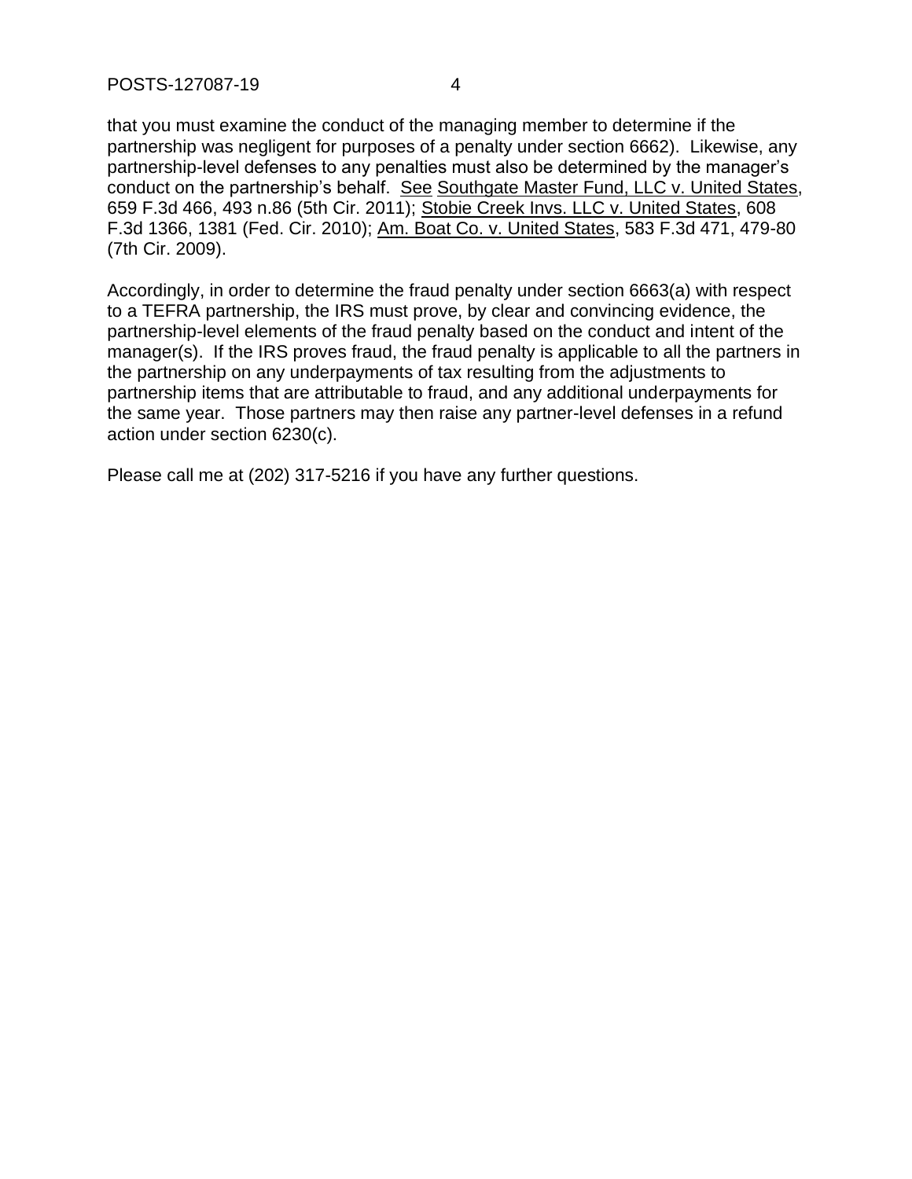that you must examine the conduct of the managing member to determine if the partnership was negligent for purposes of a penalty under section 6662). Likewise, any partnership-level defenses to any penalties must also be determined by the manager's conduct on the partnership's behalf. See Southgate Master Fund, LLC v. United States, 659 F.3d 466, 493 n.86 (5th Cir. 2011); Stobie Creek Invs. LLC v. United States, 608 F.3d 1366, 1381 (Fed. Cir. 2010); Am. Boat Co. v. United States, 583 F.3d 471, 479-80 (7th Cir. 2009).

Accordingly, in order to determine the fraud penalty under section 6663(a) with respect to a TEFRA partnership, the IRS must prove, by clear and convincing evidence, the partnership-level elements of the fraud penalty based on the conduct and intent of the manager(s). If the IRS proves fraud, the fraud penalty is applicable to all the partners in the partnership on any underpayments of tax resulting from the adjustments to partnership items that are attributable to fraud, and any additional underpayments for the same year. Those partners may then raise any partner-level defenses in a refund action under section 6230(c).

Please call me at (202) 317-5216 if you have any further questions.